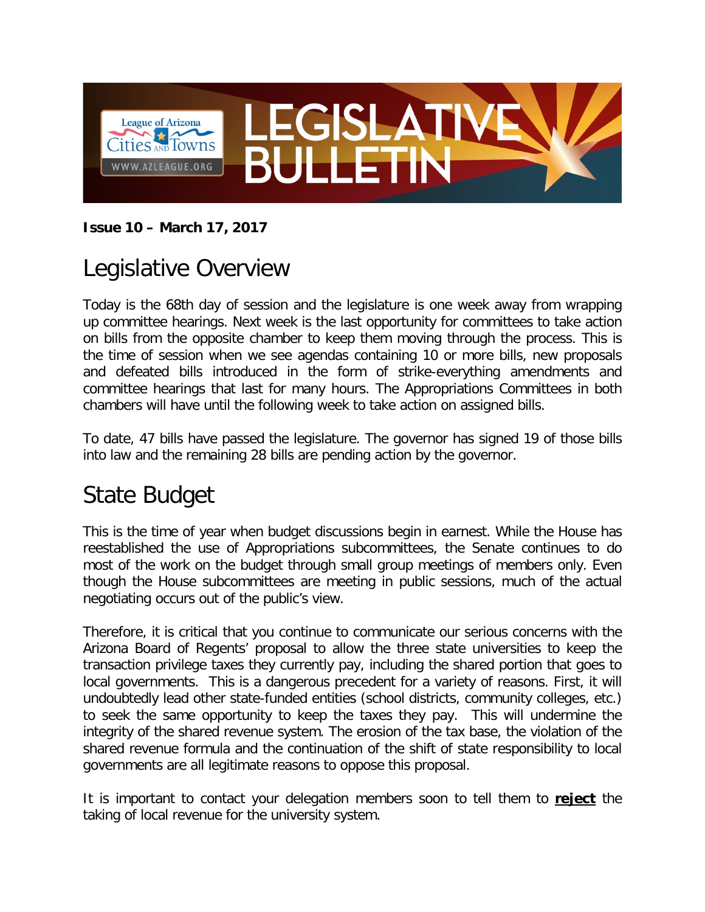**Issue 10 – March 17, 2017**

# Legislative Overview

Today is the 68th day of session and the legislature is one week away from wrapping up committee hearings. Next week is the last opportunity for committees to take action on bills from the opposite chamber to keep them moving through the process. This is the time of session when we see agendas containing 10 or more bills, new proposals and defeated bills introduced in the form of strike-everything amendments and committee hearings that last for many hours. The Appropriations Committees in both chambers will have until the following week to take action on assigned bills.

To date, 47 bills have passed the legislature. The governor has signed 19 of those bills into law and the remaining 28 bills are pending action by the governor.

# State Budget

This is the time of year when budget discussions begin in earnest. While the House has reestablished the use of Appropriations subcommittees, the Senate continues to do most of the work on the budget through small group meetings of members only. Even though the House subcommittees are meeting in public sessions, much of the actual negotiating occurs out of the public's view.

Therefore, it is critical that you continue to communicate our serious concerns with the Arizona Board of Regents' proposal to allow the three state universities to keep the transaction privilege taxes they currently pay, including the shared portion that goes to local governments. This is a dangerous precedent for a variety of reasons. First, it will undoubtedly lead other state-funded entities (school districts, community colleges, etc.) to seek the same opportunity to keep the taxes they pay. This will undermine the integrity of the shared revenue system. The erosion of the tax base, the violation of the shared revenue formula and the continuation of the shift of state responsibility to local governments are all legitimate reasons to oppose this proposal.

It is important to contact your delegation members soon to tell them to **reject** the taking of local revenue for the university system.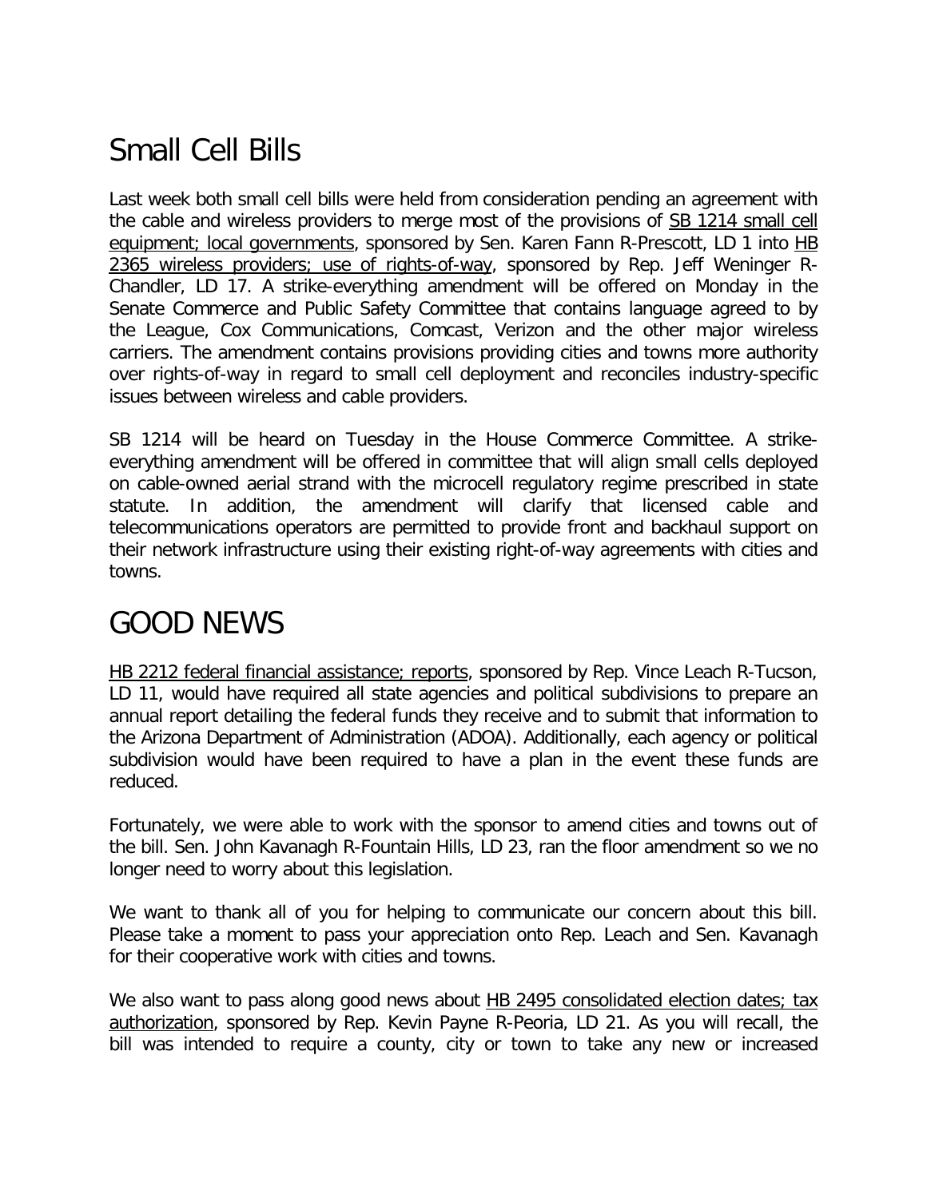# Small Cell Bills

Last week both small cell bills were held from consideration pending an agreement with the cable and wireless providers to merge most of the provisions of SB 1214 small cell equipment; local governments, sponsored by Sen. Karen Fann R-Prescott, LD 1 into HB 2365 wireless providers; use of rights-of-way, sponsored by Rep. Jeff Weninger R-Chandler, LD 17. A strike-everything amendment will be offered on Monday in the Senate Commerce and Public Safety Committee that contains language agreed to by the League, Cox Communications, Comcast, Verizon and the other major wireless carriers. The amendment contains provisions providing cities and towns more authority over rights-of-way in regard to small cell deployment and reconciles industry-specific issues between wireless and cable providers.

SB 1214 will be heard on Tuesday in the House Commerce Committee. A strike-everything amendment will be offered in committee that will align small cells deployed on cable-owned aerial strand with the microcell regulatory regime prescribed in state statute. In addition, the amendment will clarify that licensed cable and telecommunications operators are permitted to provide front and backhaul support on their network infrastructure using their existing right-of-way agreements with cities and towns.

# GOOD NEWS

HB 2212 federal financial assistance; reports, sponsored by Rep. Vince Leach R-Tucson, LD 11, would have required all state agencies and political subdivisions to prepare an annual report detailing the federal funds they receive and to submit that information to the Arizona Department of Administration (ADOA). Additionally, each agency or political subdivision would have been required to have a plan in the event these funds are reduced.

Fortunately, we were able to work with the sponsor to amend cities and towns out of the bill. Sen. John Kavanagh R-Fountain Hills, LD 23, ran the floor amendment so we no longer need to worry about this legislation.

We want to thank all of you for helping to communicate our concern about this bill. Please take a moment to pass your appreciation onto Rep. Leach and Sen. Kavanagh for their cooperative work with cities and towns.

We also want to pass along good news about HB 2495 consolidated election dates; tax authorization, sponsored by Rep. Kevin Payne R-Peoria, LD 21. As you will recall, the bill was intended to require a county, city or town to take any new or increased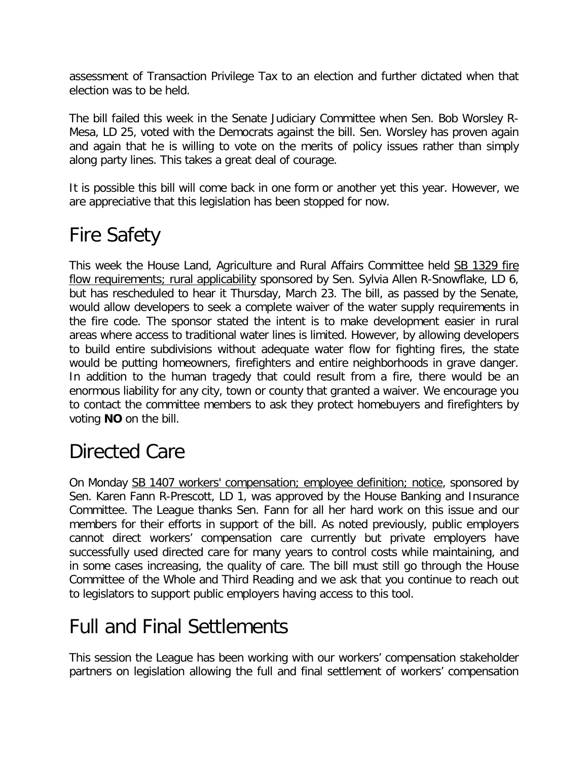assessment of Transaction Privilege Tax to an election and further dictated when that election was to be held.

The bill failed this week in the Senate Judiciary Committee when Sen. Bob Worsley R-Mesa, LD 25, voted with the Democrats against the bill. Sen. Worsley has proven again and again that he is willing to vote on the merits of policy issues rather than simply along party lines. This takes a great deal of courage.

It is possible this bill will come back in one form or another yet this year. However, we are appreciative that this legislation has been stopped for now.

# Fire Safety

This week the House Land, Agriculture and Rural Affairs Committee held SB 1329 fire flow requirements; rural applicability sponsored by Sen. Sylvia Allen R-Snowflake, LD 6, but has rescheduled to hear it Thursday, March 23. The bill, as passed by the Senate, would allow developers to seek a complete waiver of the water supply requirements in the fire code. The sponsor stated the intent is to make development easier in rural areas where access to traditional water lines is limited. However, by allowing developers to build entire subdivisions without adequate water flow for fighting fires, the state would be putting homeowners, firefighters and entire neighborhoods in grave danger. In addition to the human tragedy that could result from a fire, there would be an enormous liability for any city, town or county that granted a waiver. We encourage you to contact the committee members to ask they protect homebuyers and firefighters by voting **NO** on the bill.

# Directed Care

On Monday SB 1407 workers' compensation; employee definition; notice, sponsored by Sen. Karen Fann R-Prescott, LD 1, was approved by the House Banking and Insurance Committee. The League thanks Sen. Fann for all her hard work on this issue and our members for their efforts in support of the bill. As noted previously, public employers cannot direct workers' compensation care currently but private employers have successfully used directed care for many years to control costs while maintaining, and in some cases increasing, the quality of care. The bill must still go through the House Committee of the Whole and Third Reading and we ask that you continue to reach out to legislators to support public employers having access to this tool.

# Full and Final Settlements

This session the League has been working with our workers' compensation stakeholder partners on legislation allowing the full and final settlement of workers' compensation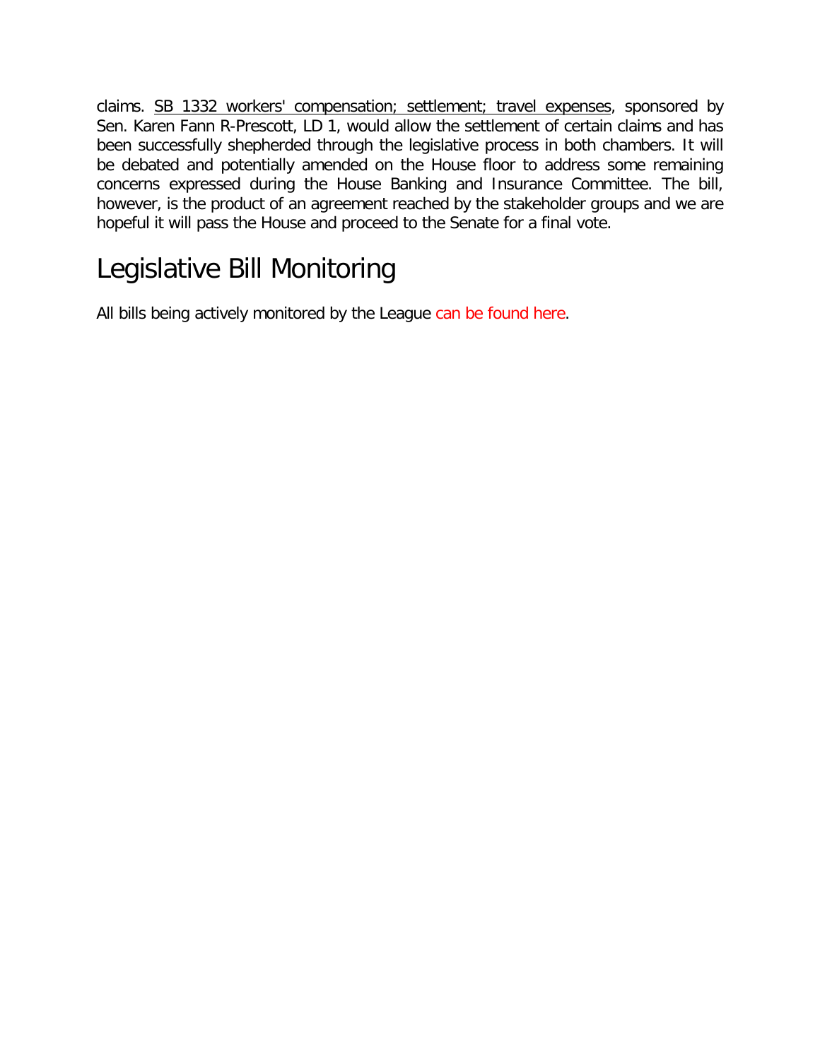claims. SB 1332 workers' compensation; settlement; travel expenses, sponsored by Sen. Karen Fann R-Prescott, LD 1, would allow the settlement of certain claims and has been successfully shepherded through the legislative process in both chambers. It will be debated and potentially amended on the House floor to address some remaining concerns expressed during the House Banking and Insurance Committee. The bill, however, is the product of an agreement reached by the stakeholder groups and we are hopeful it will pass the House and proceed to the Senate for a final vote.

# Legislative Bill Monitoring

All bills being actively monitored by the League can be found here.